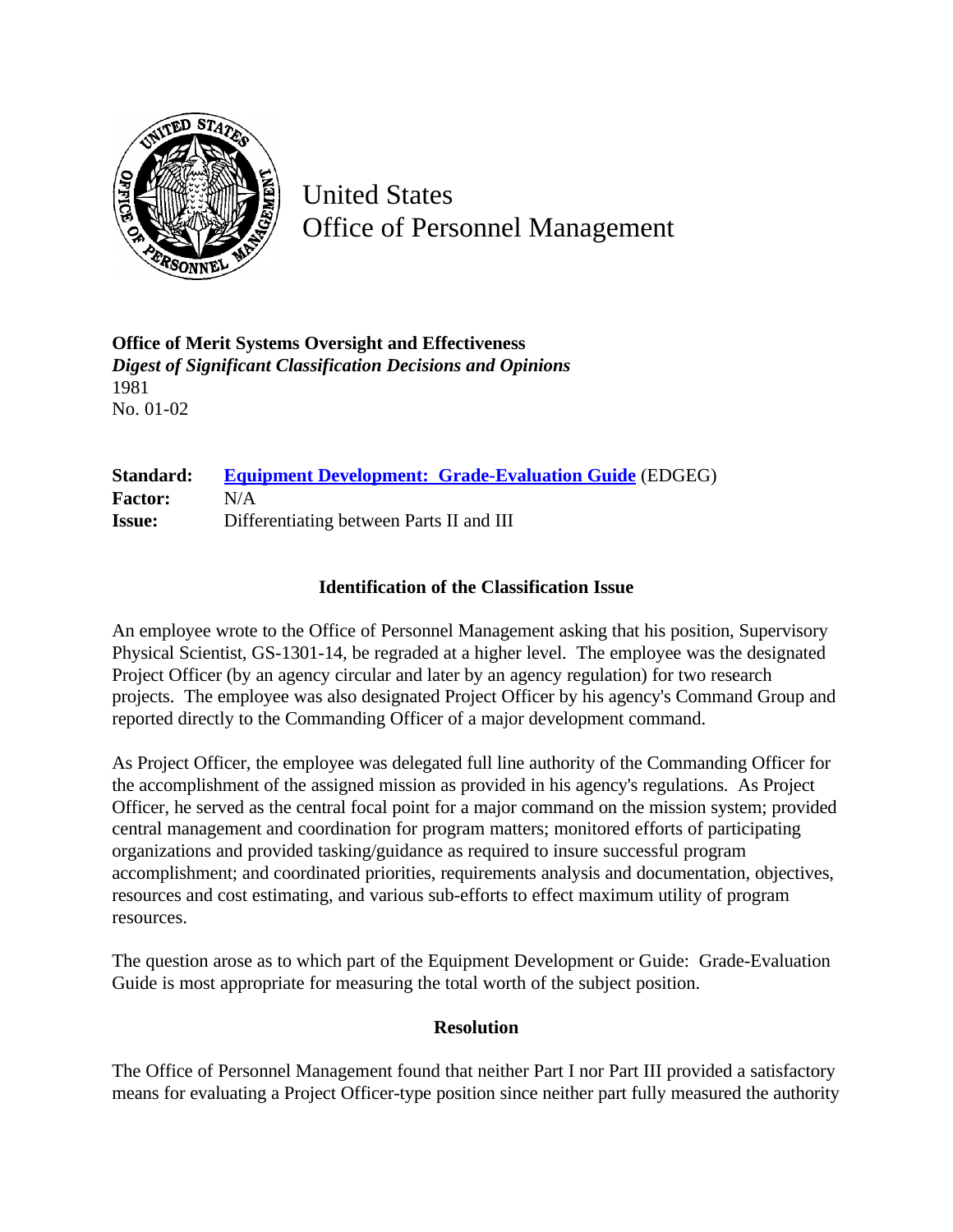United States
Office of Personnel Management

**Office of Merit Systems Oversight and Effectiveness**
***Digest of Significant Classification Decisions and Opinions***
1981
No. 01-02

**Standard:** **Equipment Development: Grade-Evaluation Guide** (EDGEG)
**Factor:** N/A
**Issue:** Differentiating between Parts II and III

## Identification of the Classification Issue

An employee wrote to the Office of Personnel Management asking that his position, Supervisory Physical Scientist, GS-1301-14, be regraded at a higher level. The employee was the designated Project Officer (by an agency circular and later by an agency regulation) for two research projects. The employee was also designated Project Officer by his agency's Command Group and reported directly to the Commanding Officer of a major development command.

As Project Officer, the employee was delegated full line authority of the Commanding Officer for the accomplishment of the assigned mission as provided in his agency's regulations. As Project Officer, he served as the central focal point for a major command on the mission system; provided central management and coordination for program matters; monitored efforts of participating organizations and provided tasking/guidance as required to insure successful program accomplishment; and coordinated priorities, requirements analysis and documentation, objectives, resources and cost estimating, and various sub-efforts to effect maximum utility of program resources.

The question arose as to which part of the Equipment Development or Guide: Grade-Evaluation Guide is most appropriate for measuring the total worth of the subject position.

## Resolution

The Office of Personnel Management found that neither Part I nor Part III provided a satisfactory means for evaluating a Project Officer-type position since neither part fully measured the authority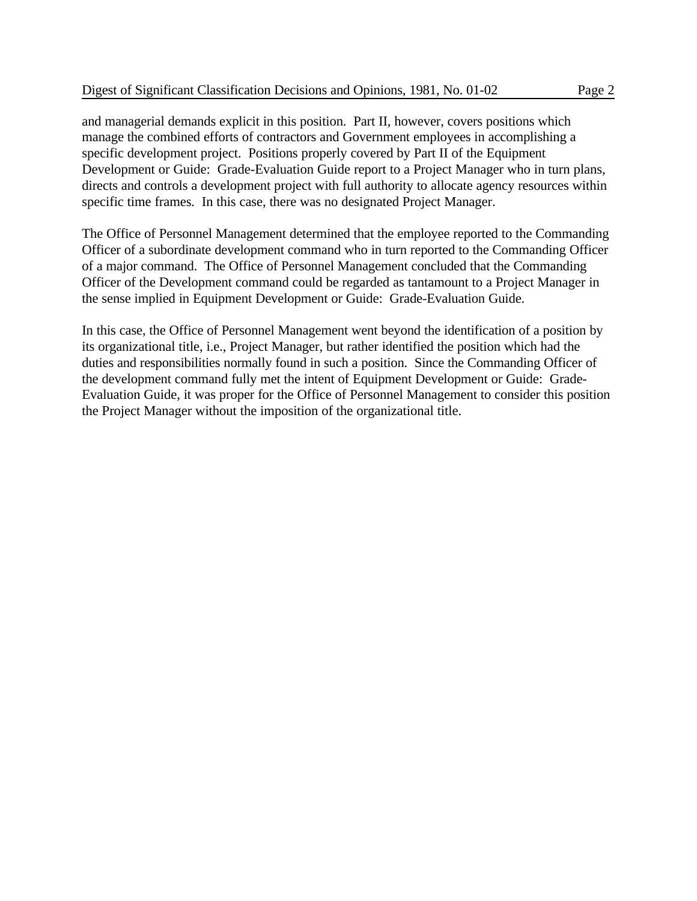and managerial demands explicit in this position. Part II, however, covers positions which manage the combined efforts of contractors and Government employees in accomplishing a specific development project. Positions properly covered by Part II of the Equipment Development or Guide: Grade-Evaluation Guide report to a Project Manager who in turn plans, directs and controls a development project with full authority to allocate agency resources within specific time frames. In this case, there was no designated Project Manager.

The Office of Personnel Management determined that the employee reported to the Commanding Officer of a subordinate development command who in turn reported to the Commanding Officer of a major command. The Office of Personnel Management concluded that the Commanding Officer of the Development command could be regarded as tantamount to a Project Manager in the sense implied in Equipment Development or Guide: Grade-Evaluation Guide.

In this case, the Office of Personnel Management went beyond the identification of a position by its organizational title, i.e., Project Manager, but rather identified the position which had the duties and responsibilities normally found in such a position. Since the Commanding Officer of the development command fully met the intent of Equipment Development or Guide: Grade-Evaluation Guide, it was proper for the Office of Personnel Management to consider this position the Project Manager without the imposition of the organizational title.